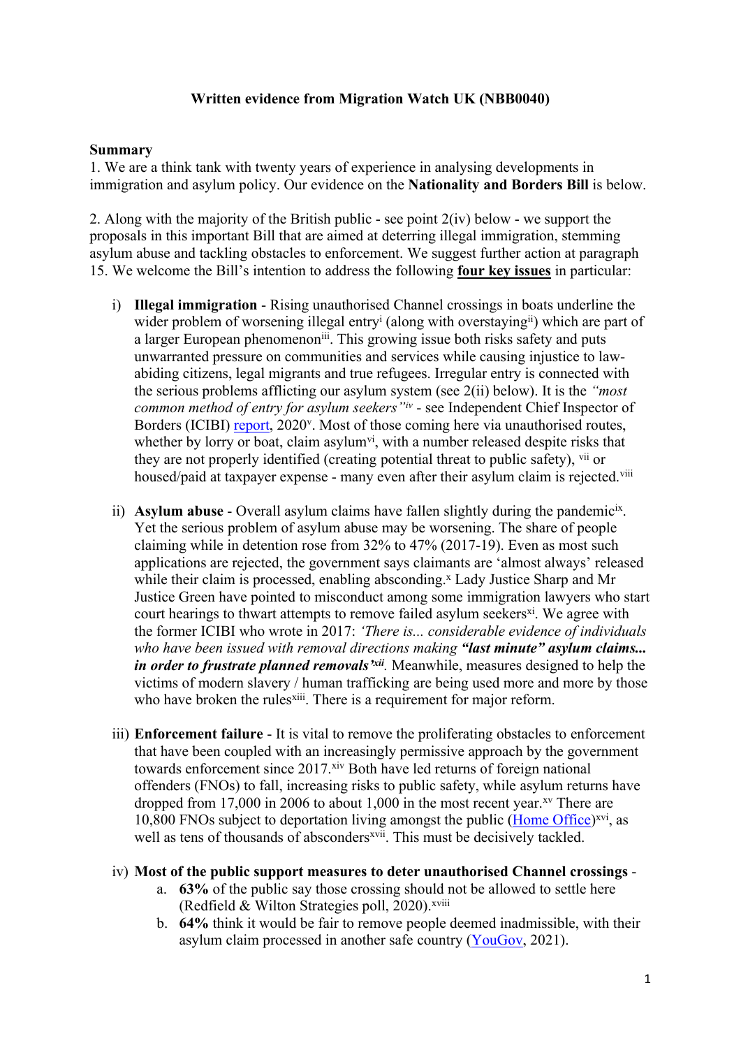**Written evidence from Migration Watch UK (NBB0040)**

**Summary**

1. We are a think tank with twenty years of experience in analysing developments in immigration and asylum policy. Our evidence on the **Nationality and Borders Bill** is below.

2. Along with the majority of the British public - see point 2(iv) below - we support the proposals in this important Bill that are aimed at deterring illegal immigration, stemming asylum abuse and tackling obstacles to enforcement. We suggest further action at paragraph 15. We welcome the Bill's intention to address the following **<u>four key issues</u>** in particular:

   i) **Illegal immigration** - Rising unauthorised Channel crossings in boats underline the wider problem of worsening illegal entry[i] (along with overstaying[ii]) which are part of a larger European phenomenon[iii]. This growing issue both risks safety and puts unwarranted pressure on communities and services while causing injustice to law-abiding citizens, legal migrants and true refugees. Irregular entry is connected with the serious problems afflicting our asylum system (see 2(ii) below). It is the *"most common method of entry for asylum seekers"*[iv] - see Independent Chief Inspector of Borders (ICIBI) [report](), 2020[v]. Most of those coming here via unauthorised routes, whether by lorry or boat, claim asylum[vi], with a number released despite risks that they are not properly identified (creating potential threat to public safety), [vii] or housed/paid at taxpayer expense - many even after their asylum claim is rejected.[viii]

   ii) **Asylum abuse** - Overall asylum claims have fallen slightly during the pandemic[ix]. Yet the serious problem of asylum abuse may be worsening. The share of people claiming while in detention rose from 32% to 47% (2017-19). Even as most such applications are rejected, the government says claimants are 'almost always' released while their claim is processed, enabling absconding.[x] Lady Justice Sharp and Mr Justice Green have pointed to misconduct among some immigration lawyers who start court hearings to thwart attempts to remove failed asylum seekers[xi]. We agree with the former ICIBI who wrote in 2017: *'There is... considerable evidence of individuals who have been issued with removal directions making **"last minute" asylum claims... in order to frustrate planned removals'**[xii].* Meanwhile, measures designed to help the victims of modern slavery / human trafficking are being used more and more by those who have broken the rules[xiii]. There is a requirement for major reform.

   iii) **Enforcement failure** - It is vital to remove the proliferating obstacles to enforcement that have been coupled with an increasingly permissive approach by the government towards enforcement since 2017.[xiv] Both have led returns of foreign national offenders (FNOs) to fall, increasing risks to public safety, while asylum returns have dropped from 17,000 in 2006 to about 1,000 in the most recent year.[xv] There are 10,800 FNOs subject to deportation living amongst the public ([Home Office]())[xvi], as well as tens of thousands of absconders[xvii]. This must be decisively tackled.

   iv) **Most of the public support measures to deter unauthorised Channel crossings** -
      a. **63%** of the public say those crossing should not be allowed to settle here (Redfield & Wilton Strategies poll, 2020).[xviii]
      b. **64%** think it would be fair to remove people deemed inadmissible, with their asylum claim processed in another safe country ([YouGov](), 2021).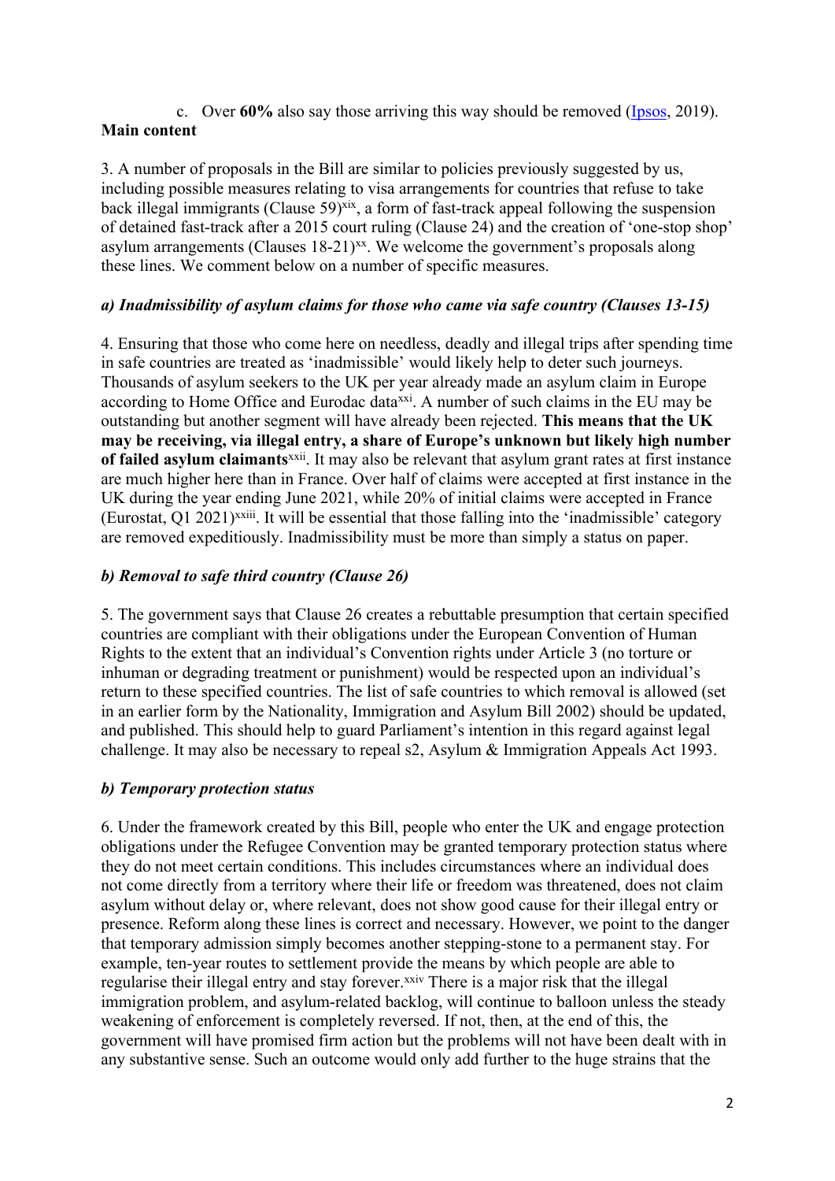c. Over **60%** also say those arriving this way should be removed ([Ipsos](), 2019).

**Main content**

3. A number of proposals in the Bill are similar to policies previously suggested by us, including possible measures relating to visa arrangements for countries that refuse to take back illegal immigrants (Clause 59)[xix], a form of fast-track appeal following the suspension of detained fast-track after a 2015 court ruling (Clause 24) and the creation of 'one-stop shop' asylum arrangements (Clauses 18-21)[xx]. We welcome the government's proposals along these lines. We comment below on a number of specific measures.

### *a) Inadmissibility of asylum claims for those who came via safe country (Clauses 13-15)*

4. Ensuring that those who come here on needless, deadly and illegal trips after spending time in safe countries are treated as 'inadmissible' would likely help to deter such journeys. Thousands of asylum seekers to the UK per year already made an asylum claim in Europe according to Home Office and Eurodac data[xxi]. A number of such claims in the EU may be outstanding but another segment will have already been rejected. **This means that the UK may be receiving, via illegal entry, a share of Europe's unknown but likely high number of failed asylum claimants**[xxii]. It may also be relevant that asylum grant rates at first instance are much higher here than in France. Over half of claims were accepted at first instance in the UK during the year ending June 2021, while 20% of initial claims were accepted in France (Eurostat, Q1 2021)[xxiii]. It will be essential that those falling into the 'inadmissible' category are removed expeditiously. Inadmissibility must be more than simply a status on paper.

### *b) Removal to safe third country (Clause 26)*

5. The government says that Clause 26 creates a rebuttable presumption that certain specified countries are compliant with their obligations under the European Convention of Human Rights to the extent that an individual's Convention rights under Article 3 (no torture or inhuman or degrading treatment or punishment) would be respected upon an individual's return to these specified countries. The list of safe countries to which removal is allowed (set in an earlier form by the Nationality, Immigration and Asylum Bill 2002) should be updated, and published. This should help to guard Parliament's intention in this regard against legal challenge. It may also be necessary to repeal s2, Asylum & Immigration Appeals Act 1993.

### *b) Temporary protection status*

6. Under the framework created by this Bill, people who enter the UK and engage protection obligations under the Refugee Convention may be granted temporary protection status where they do not meet certain conditions. This includes circumstances where an individual does not come directly from a territory where their life or freedom was threatened, does not claim asylum without delay or, where relevant, does not show good cause for their illegal entry or presence. Reform along these lines is correct and necessary. However, we point to the danger that temporary admission simply becomes another stepping-stone to a permanent stay. For example, ten-year routes to settlement provide the means by which people are able to regularise their illegal entry and stay forever.[xxiv] There is a major risk that the illegal immigration problem, and asylum-related backlog, will continue to balloon unless the steady weakening of enforcement is completely reversed. If not, then, at the end of this, the government will have promised firm action but the problems will not have been dealt with in any substantive sense. Such an outcome would only add further to the huge strains that the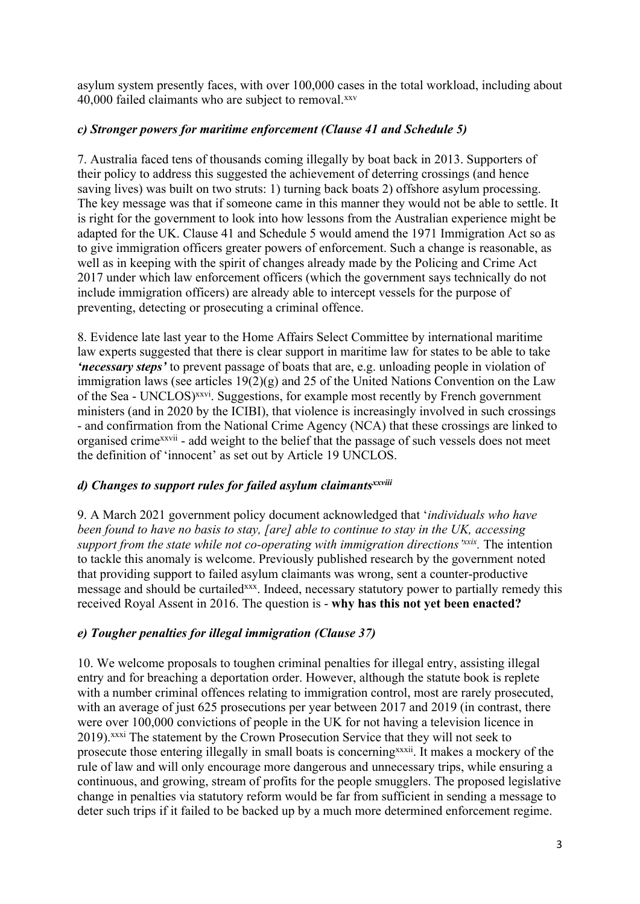asylum system presently faces, with over 100,000 cases in the total workload, including about 40,000 failed claimants who are subject to removal.[xxv]

### *c) Stronger powers for maritime enforcement (Clause 41 and Schedule 5)*

7. Australia faced tens of thousands coming illegally by boat back in 2013. Supporters of their policy to address this suggested the achievement of deterring crossings (and hence saving lives) was built on two struts: 1) turning back boats 2) offshore asylum processing. The key message was that if someone came in this manner they would not be able to settle. It is right for the government to look into how lessons from the Australian experience might be adapted for the UK. Clause 41 and Schedule 5 would amend the 1971 Immigration Act so as to give immigration officers greater powers of enforcement. Such a change is reasonable, as well as in keeping with the spirit of changes already made by the Policing and Crime Act 2017 under which law enforcement officers (which the government says technically do not include immigration officers) are already able to intercept vessels for the purpose of preventing, detecting or prosecuting a criminal offence.

8. Evidence late last year to the Home Affairs Select Committee by international maritime law experts suggested that there is clear support in maritime law for states to be able to take ***'necessary steps'*** to prevent passage of boats that are, e.g. unloading people in violation of immigration laws (see articles 19(2)(g) and 25 of the United Nations Convention on the Law of the Sea - UNCLOS)[xxvi]. Suggestions, for example most recently by French government ministers (and in 2020 by the ICIBI), that violence is increasingly involved in such crossings - and confirmation from the National Crime Agency (NCA) that these crossings are linked to organised crime[xxvii] - add weight to the belief that the passage of such vessels does not meet the definition of 'innocent' as set out by Article 19 UNCLOS.

### *d) Changes to support rules for failed asylum claimants[xxviii]*

9. A March 2021 government policy document acknowledged that '*individuals who have been found to have no basis to stay, [are] able to continue to stay in the UK, accessing support from the state while not co-operating with immigration directions'[xxix].* The intention to tackle this anomaly is welcome. Previously published research by the government noted that providing support to failed asylum claimants was wrong, sent a counter-productive message and should be curtailed[xxx]. Indeed, necessary statutory power to partially remedy this received Royal Assent in 2016. The question is - **why has this not yet been enacted?**

### *e) Tougher penalties for illegal immigration (Clause 37)*

10. We welcome proposals to toughen criminal penalties for illegal entry, assisting illegal entry and for breaching a deportation order. However, although the statute book is replete with a number criminal offences relating to immigration control, most are rarely prosecuted, with an average of just 625 prosecutions per year between 2017 and 2019 (in contrast, there were over 100,000 convictions of people in the UK for not having a television licence in 2019).[xxxi] The statement by the Crown Prosecution Service that they will not seek to prosecute those entering illegally in small boats is concerning[xxxii]. It makes a mockery of the rule of law and will only encourage more dangerous and unnecessary trips, while ensuring a continuous, and growing, stream of profits for the people smugglers. The proposed legislative change in penalties via statutory reform would be far from sufficient in sending a message to deter such trips if it failed to be backed up by a much more determined enforcement regime.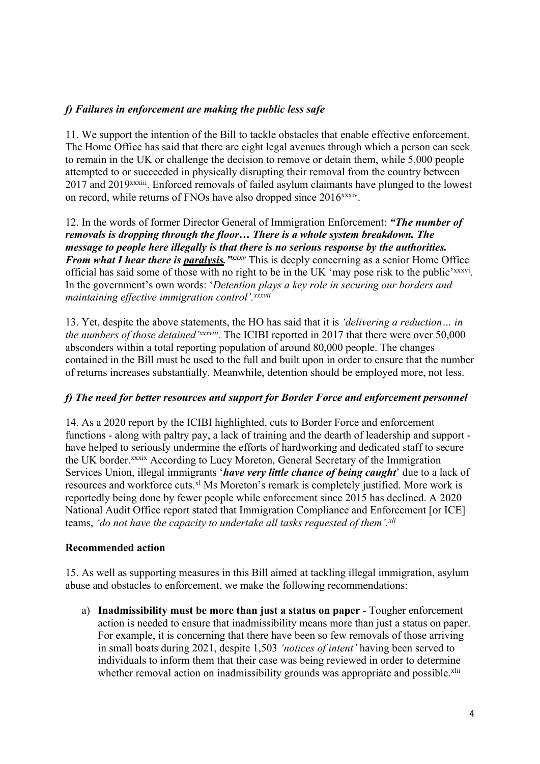### *f) Failures in enforcement are making the public less safe*

11. We support the intention of the Bill to tackle obstacles that enable effective enforcement. The Home Office has said that there are eight legal avenues through which a person can seek to remain in the UK or challenge the decision to remove or detain them, while 5,000 people attempted to or succeeded in physically disrupting their removal from the country between 2017 and 2019[xxxiii]. Enforced removals of failed asylum claimants have plunged to the lowest on record, while returns of FNOs have also dropped since 2016[xxxiv].

12. In the words of former Director General of Immigration Enforcement: ***"The number of removals is dropping through the floor… There is a whole system breakdown. The message to people here illegally is that there is no serious response by the authorities. From what I hear there is paralysis."***[xxxv] This is deeply concerning as a senior Home Office official has said some of those with no right to be in the UK 'may pose risk to the public'[xxxvi]. In the government's own words: '*Detention plays a key role in securing our borders and maintaining effective immigration control'.*[xxxvii]

13. Yet, despite the above statements, the HO has said that it is *'delivering a reduction… in the numbers of those detained'*[xxxviii]. The ICIBI reported in 2017 that there were over 50,000 absconders within a total reporting population of around 80,000 people. The changes contained in the Bill must be used to the full and built upon in order to ensure that the number of returns increases substantially. Meanwhile, detention should be employed more, not less.

### *f) The need for better resources and support for Border Force and enforcement personnel*

14. As a 2020 report by the ICIBI highlighted, cuts to Border Force and enforcement functions - along with paltry pay, a lack of training and the dearth of leadership and support - have helped to seriously undermine the efforts of hardworking and dedicated staff to secure the UK border.[xxxix] According to Lucy Moreton, General Secretary of the Immigration Services Union, illegal immigrants '***have very little chance of being caught***' due to a lack of resources and workforce cuts.[xl] Ms Moreton's remark is completely justified. More work is reportedly being done by fewer people while enforcement since 2015 has declined. A 2020 National Audit Office report stated that Immigration Compliance and Enforcement [or ICE] teams, *'do not have the capacity to undertake all tasks requested of them'.*[xli]

### Recommended action

15. As well as supporting measures in this Bill aimed at tackling illegal immigration, asylum abuse and obstacles to enforcement, we make the following recommendations:

a) **Inadmissibility must be more than just a status on paper** - Tougher enforcement action is needed to ensure that inadmissibility means more than just a status on paper. For example, it is concerning that there have been so few removals of those arriving in small boats during 2021, despite 1,503 *'notices of intent'* having been served to individuals to inform them that their case was being reviewed in order to determine whether removal action on inadmissibility grounds was appropriate and possible.[xlii]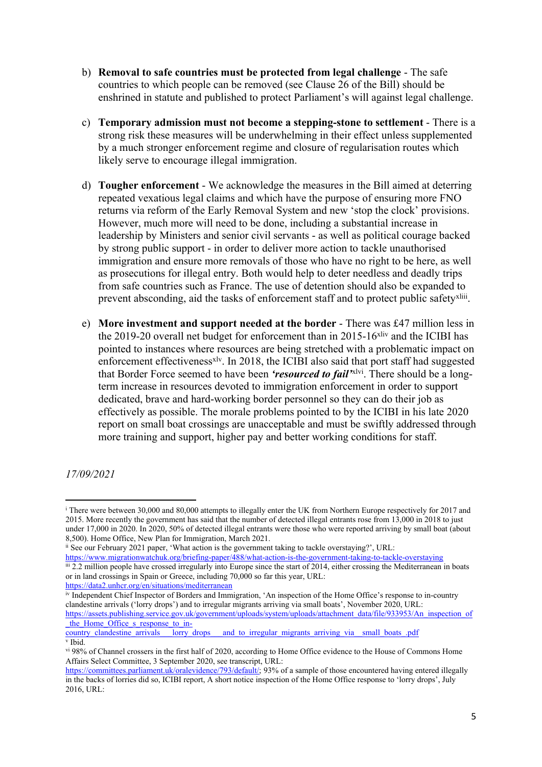b) **Removal to safe countries must be protected from legal challenge** - The safe countries to which people can be removed (see Clause 26 of the Bill) should be enshrined in statute and published to protect Parliament's will against legal challenge.

c) **Temporary admission must not become a stepping-stone to settlement** - There is a strong risk these measures will be underwhelming in their effect unless supplemented by a much stronger enforcement regime and closure of regularisation routes which likely serve to encourage illegal immigration.

d) **Tougher enforcement** - We acknowledge the measures in the Bill aimed at deterring repeated vexatious legal claims and which have the purpose of ensuring more FNO returns via reform of the Early Removal System and new 'stop the clock' provisions. However, much more will need to be done, including a substantial increase in leadership by Ministers and senior civil servants - as well as political courage backed by strong public support - in order to deliver more action to tackle unauthorised immigration and ensure more removals of those who have no right to be here, as well as prosecutions for illegal entry. Both would help to deter needless and deadly trips from safe countries such as France. The use of detention should also be expanded to prevent absconding, aid the tasks of enforcement staff and to protect public safety[xliii].

e) **More investment and support needed at the border** - There was £47 million less in the 2019-20 overall net budget for enforcement than in 2015-16[xliv] and the ICIBI has pointed to instances where resources are being stretched with a problematic impact on enforcement effectiveness[xlv]. In 2018, the ICIBI also said that port staff had suggested that Border Force seemed to have been ***'resourced to fail'***[xlvi]. There should be a long-term increase in resources devoted to immigration enforcement in order to support dedicated, brave and hard-working border personnel so they can do their job as effectively as possible. The morale problems pointed to by the ICIBI in his late 2020 report on small boat crossings are unacceptable and must be swiftly addressed through more training and support, higher pay and better working conditions for staff.

*17/09/2021*

---

[i] There were between 30,000 and 80,000 attempts to illegally enter the UK from Northern Europe respectively for 2017 and 2015. More recently the government has said that the number of detected illegal entrants rose from 13,000 in 2018 to just under 17,000 in 2020. In 2020, 50% of detected illegal entrants were those who were reported arriving by small boat (about 8,500). Home Office, New Plan for Immigration, March 2021.

[ii] See our February 2021 paper, 'What action is the government taking to tackle overstaying?', URL: https://www.migrationwatchuk.org/briefing-paper/488/what-action-is-the-government-taking-to-tackle-overstaying

[iii] 2.2 million people have crossed irregularly into Europe since the start of 2014, either crossing the Mediterranean in boats or in land crossings in Spain or Greece, including 70,000 so far this year, URL: https://data2.unhcr.org/en/situations/mediterranean

[iv] Independent Chief Inspector of Borders and Immigration, 'An inspection of the Home Office's response to in-country clandestine arrivals ('lorry drops') and to irregular migrants arriving via small boats', November 2020, URL: https://assets.publishing.service.gov.uk/government/uploads/system/uploads/attachment_data/file/933953/An_inspection_of_the_Home_Office_s_response_to_in-country_clandestine_arrivals__lorry_drops__and_to_irregular_migrants_arriving_via__small_boats_.pdf

[v] Ibid.

[vi] 98% of Channel crossers in the first half of 2020, according to Home Office evidence to the House of Commons Home Affairs Select Committee, 3 September 2020, see transcript, URL: https://committees.parliament.uk/oralevidence/793/default/; 93% of a sample of those encountered having entered illegally in the backs of lorries did so, ICIBI report, A short notice inspection of the Home Office response to 'lorry drops', July 2016, URL: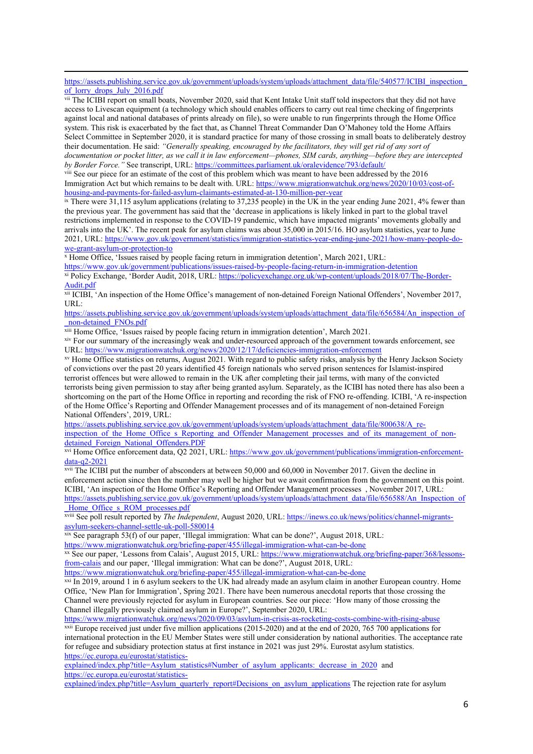https://assets.publishing.service.gov.uk/government/uploads/system/uploads/attachment_data/file/540577/ICIBI_inspection_of_lorry_drops_July_2016.pdf

[vii] The ICIBI report on small boats, November 2020, said that Kent Intake Unit staff told inspectors that they did not have access to Livescan equipment (a technology which should enables officers to carry out real time checking of fingerprints against local and national databases of prints already on file), so were unable to run fingerprints through the Home Office system. This risk is exacerbated by the fact that, as Channel Threat Commander Dan O'Mahoney told the Home Affairs Select Committee in September 2020, it is standard practice for many of those crossing in small boats to deliberately destroy their documentation. He said: *"Generally speaking, encouraged by the facilitators, they will get rid of any sort of documentation or pocket litter, as we call it in law enforcement—phones, SIM cards, anything—before they are intercepted by Border Force."* See transcript, URL: https://committees.parliament.uk/oralevidence/793/default/

[viii] See our piece for an estimate of the cost of this problem which was meant to have been addressed by the 2016 Immigration Act but which remains to be dealt with. URL: https://www.migrationwatchuk.org/news/2020/10/03/cost-of-housing-and-payments-for-failed-asylum-claimants-estimated-at-130-million-per-year

[ix] There were 31,115 asylum applications (relating to 37,235 people) in the UK in the year ending June 2021, 4% fewer than the previous year. The government has said that the 'decrease in applications is likely linked in part to the global travel restrictions implemented in response to the COVID-19 pandemic, which have impacted migrants' movements globally and arrivals into the UK'. The recent peak for asylum claims was about 35,000 in 2015/16. HO asylum statistics, year to June 2021, URL: https://www.gov.uk/government/statistics/immigration-statistics-year-ending-june-2021/how-many-people-do-we-grant-asylum-or-protection-to

[x] Home Office, 'Issues raised by people facing return in immigration detention', March 2021, URL: https://www.gov.uk/government/publications/issues-raised-by-people-facing-return-in-immigration-detention

[xi] Policy Exchange, 'Border Audit, 2018, URL: https://policyexchange.org.uk/wp-content/uploads/2018/07/The-Border-Audit.pdf

[xii] ICIBI, 'An inspection of the Home Office's management of non-detained Foreign National Offenders', November 2017, URL: https://assets.publishing.service.gov.uk/government/uploads/system/uploads/attachment_data/file/656584/An_inspection_of_non-detained_FNOs.pdf

[xiii] Home Office, 'Issues raised by people facing return in immigration detention', March 2021.

[xiv] For our summary of the increasingly weak and under-resourced approach of the government towards enforcement, see URL: https://www.migrationwatchuk.org/news/2020/12/17/deficiencies-immigration-enforcement

[xv] Home Office statistics on returns, August 2021. With regard to public safety risks, analysis by the Henry Jackson Society of convictions over the past 20 years identified 45 foreign nationals who served prison sentences for Islamist-inspired terrorist offences but were allowed to remain in the UK after completing their jail terms, with many of the convicted terrorists being given permission to stay after being granted asylum. Separately, as the ICIBI has noted there has also been a shortcoming on the part of the Home Office in reporting and recording the risk of FNO re-offending. ICIBI, 'A re-inspection of the Home Office's Reporting and Offender Management processes and of its management of non-detained Foreign National Offenders', 2019, URL: https://assets.publishing.service.gov.uk/government/uploads/system/uploads/attachment_data/file/800638/A_re-inspection_of_the_Home_Office_s_Reporting_and_Offender_Management_processes_and_of_its_management_of_non-detained_Foreign_National_Offenders.PDF

[xvi] Home Office enforcement data, Q2 2021, URL: https://www.gov.uk/government/publications/immigration-enforcement-data-q2-2021

[xvii] The ICIBI put the number of absconders at between 50,000 and 60,000 in November 2017. Given the decline in enforcement action since then the number may well be higher but we await confirmation from the government on this point. ICIBI, 'An inspection of the Home Office's Reporting and Offender Management processes , November 2017, URL: https://assets.publishing.service.gov.uk/government/uploads/system/uploads/attachment_data/file/656588/An_Inspection_of_Home_Office_s_ROM_processes.pdf

[xviii] See poll result reported by *The Independent*, August 2020, URL: https://inews.co.uk/news/politics/channel-migrants-asylum-seekers-channel-settle-uk-poll-580014

[xix] See paragraph 53(f) of our paper, 'Illegal immigration: What can be done?', August 2018, URL: https://www.migrationwatchuk.org/briefing-paper/455/illegal-immigration-what-can-be-done

[xx] See our paper, 'Lessons from Calais', August 2015, URL: https://www.migrationwatchuk.org/briefing-paper/368/lessons-from-calais and our paper, 'Illegal immigration: What can be done?', August 2018, URL: https://www.migrationwatchuk.org/briefing-paper/455/illegal-immigration-what-can-be-done

[xxi] In 2019, around 1 in 6 asylum seekers to the UK had already made an asylum claim in another European country. Home Office, 'New Plan for Immigration', Spring 2021. There have been numerous anecdotal reports that those crossing the Channel were previously rejected for asylum in European countries. See our piece: 'How many of those crossing the Channel illegally previously claimed asylum in Europe?', September 2020, URL: https://www.migrationwatchuk.org/news/2020/09/03/asylum-in-crisis-as-rocketing-costs-combine-with-rising-abuse

[xxii] Europe received just under five million applications (2015-2020) and at the end of 2020, 765 700 applications for international protection in the EU Member States were still under consideration by national authorities. The acceptance rate for refugee and subsidiary protection status at first instance in 2021 was just 29%. Eurostat asylum statistics. https://ec.europa.eu/eurostat/statistics-explained/index.php?title=Asylum_statistics#Number_of_asylum_applicants:_decrease_in_2020 and https://ec.europa.eu/eurostat/statistics-explained/index.php?title=Asylum_quarterly_report#Decisions_on_asylum_applications The rejection rate for asylum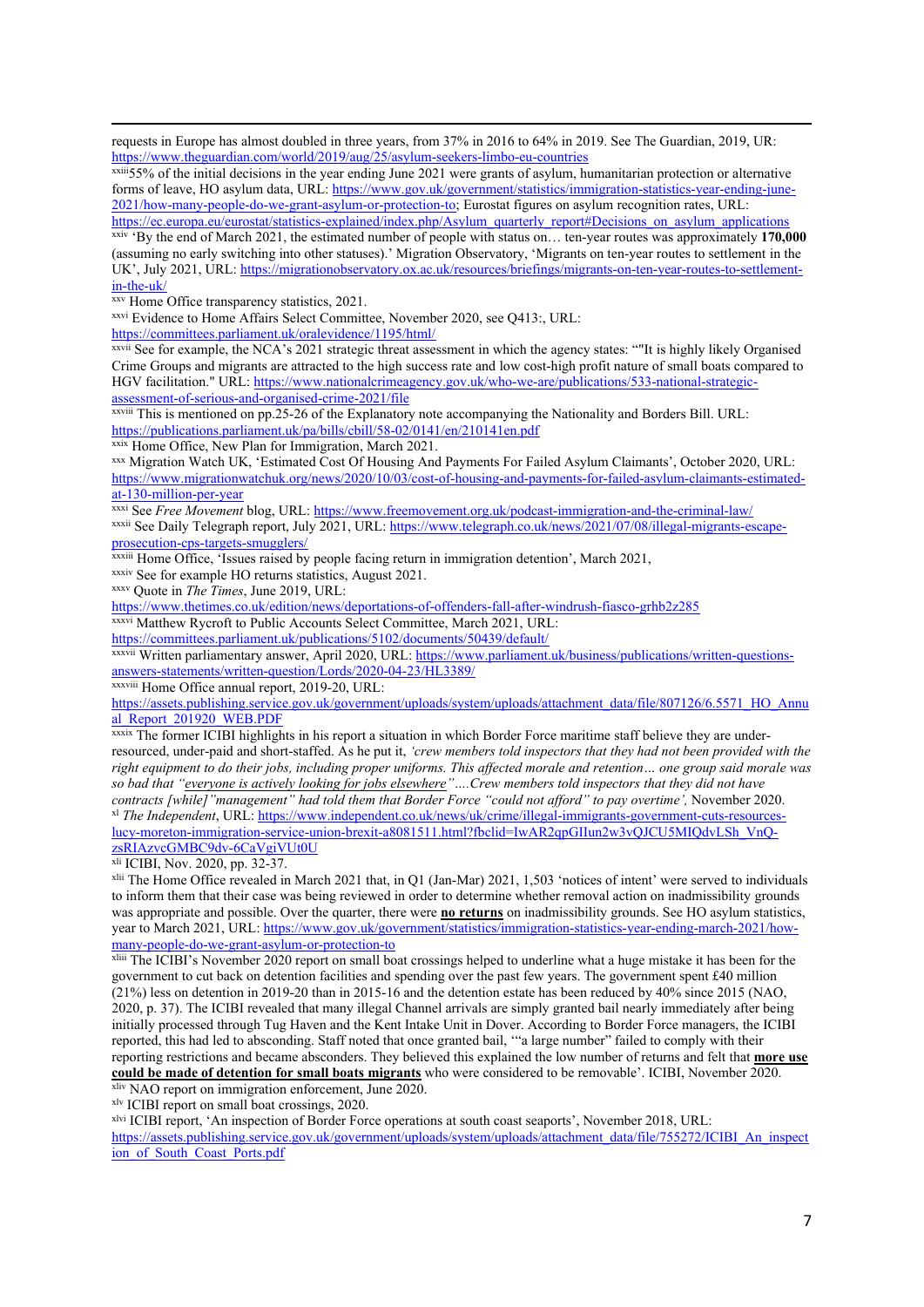requests in Europe has almost doubled in three years, from 37% in 2016 to 64% in 2019. See The Guardian, 2019, UR: https://www.theguardian.com/world/2019/aug/25/asylum-seekers-limbo-eu-countries

[xxiii] 55% of the initial decisions in the year ending June 2021 were grants of asylum, humanitarian protection or alternative forms of leave, HO asylum data, URL: https://www.gov.uk/government/statistics/immigration-statistics-year-ending-june-2021/how-many-people-do-we-grant-asylum-or-protection-to; Eurostat figures on asylum recognition rates, URL: https://ec.europa.eu/eurostat/statistics-explained/index.php/Asylum_quarterly_report#Decisions_on_asylum_applications

[xxiv] 'By the end of March 2021, the estimated number of people with status on… ten-year routes was approximately **170,000** (assuming no early switching into other statuses).' Migration Observatory, 'Migrants on ten-year routes to settlement in the UK', July 2021, URL: https://migrationobservatory.ox.ac.uk/resources/briefings/migrants-on-ten-year-routes-to-settlement-in-the-uk/

[xxv] Home Office transparency statistics, 2021.

[xxvi] Evidence to Home Affairs Select Committee, November 2020, see Q413:, URL: https://committees.parliament.uk/oralevidence/1195/html/

[xxvii] See for example, the NCA's 2021 strategic threat assessment in which the agency states: ""It is highly likely Organised Crime Groups and migrants are attracted to the high success rate and low cost-high profit nature of small boats compared to HGV facilitation." URL: https://www.nationalcrimeagency.gov.uk/who-we-are/publications/533-national-strategic-assessment-of-serious-and-organised-crime-2021/file

[xxviii] This is mentioned on pp.25-26 of the Explanatory note accompanying the Nationality and Borders Bill. URL: https://publications.parliament.uk/pa/bills/cbill/58-02/0141/en/210141en.pdf

[xxix] Home Office, New Plan for Immigration, March 2021.

[xxx] Migration Watch UK, 'Estimated Cost Of Housing And Payments For Failed Asylum Claimants', October 2020, URL: https://www.migrationwatchuk.org/news/2020/10/03/cost-of-housing-and-payments-for-failed-asylum-claimants-estimated-at-130-million-per-year

[xxxi] See *Free Movement* blog, URL: https://www.freemovement.org.uk/podcast-immigration-and-the-criminal-law/

[xxxii] See Daily Telegraph report, July 2021, URL: https://www.telegraph.co.uk/news/2021/07/08/illegal-migrants-escape-prosecution-cps-targets-smugglers/

[xxxiii] Home Office, 'Issues raised by people facing return in immigration detention', March 2021,

[xxxiv] See for example HO returns statistics, August 2021.

[xxxv] Quote in *The Times*, June 2019, URL: https://www.thetimes.co.uk/edition/news/deportations-of-offenders-fall-after-windrush-fiasco-grhb2z285

[xxxvi] Matthew Rycroft to Public Accounts Select Committee, March 2021, URL: https://committees.parliament.uk/publications/5102/documents/50439/default/

[xxxvii] Written parliamentary answer, April 2020, URL: https://www.parliament.uk/business/publications/written-questions-answers-statements/written-question/Lords/2020-04-23/HL3389/

[xxxviii] Home Office annual report, 2019-20, URL: https://assets.publishing.service.gov.uk/government/uploads/system/uploads/attachment_data/file/807126/6.5571_HO_Annual_Report_201920_WEB.PDF

[xxxix] The former ICIBI highlights in his report a situation in which Border Force maritime staff believe they are under-resourced, under-paid and short-staffed. As he put it, *'crew members told inspectors that they had not been provided with the right equipment to do their jobs, including proper uniforms. This affected morale and retention… one group said morale was so bad that "everyone is actively looking for jobs elsewhere"….Crew members told inspectors that they did not have contracts [while]"management" had told them that Border Force "could not afford" to pay overtime',* November 2020.

[xl] *The Independent*, URL: https://www.independent.co.uk/news/uk/crime/illegal-immigrants-government-cuts-resources-lucy-moreton-immigration-service-union-brexit-a8081511.html?fbclid=IwAR2qpGIIun2w3vQJCU5MIQdvLSh_VnQ-zsRIAzvcGMBC9dv-6CaVgiVUt0U

[xli] ICIBI, Nov. 2020, pp. 32-37.

[xlii] The Home Office revealed in March 2021 that, in Q1 (Jan-Mar) 2021, 1,503 'notices of intent' were served to individuals to inform them that their case was being reviewed in order to determine whether removal action on inadmissibility grounds was appropriate and possible. Over the quarter, there were **no returns** on inadmissibility grounds. See HO asylum statistics, year to March 2021, URL: https://www.gov.uk/government/statistics/immigration-statistics-year-ending-march-2021/how-many-people-do-we-grant-asylum-or-protection-to

[xliii] The ICIBI's November 2020 report on small boat crossings helped to underline what a huge mistake it has been for the government to cut back on detention facilities and spending over the past few years. The government spent £40 million (21%) less on detention in 2019-20 than in 2015-16 and the detention estate has been reduced by 40% since 2015 (NAO, 2020, p. 37). The ICIBI revealed that many illegal Channel arrivals are simply granted bail nearly immediately after being initially processed through Tug Haven and the Kent Intake Unit in Dover. According to Border Force managers, the ICIBI reported, this had led to absconding. Staff noted that once granted bail, '"a large number" failed to comply with their reporting restrictions and became absconders. They believed this explained the low number of returns and felt that **more use could be made of detention for small boats migrants** who were considered to be removable'. ICIBI, November 2020.

[xliv] NAO report on immigration enforcement, June 2020.

[xlv] ICIBI report on small boat crossings, 2020.

[xlvi] ICIBI report, 'An inspection of Border Force operations at south coast seaports', November 2018, URL: https://assets.publishing.service.gov.uk/government/uploads/system/uploads/attachment_data/file/755272/ICIBI_An_inspection_of_South_Coast_Ports.pdf